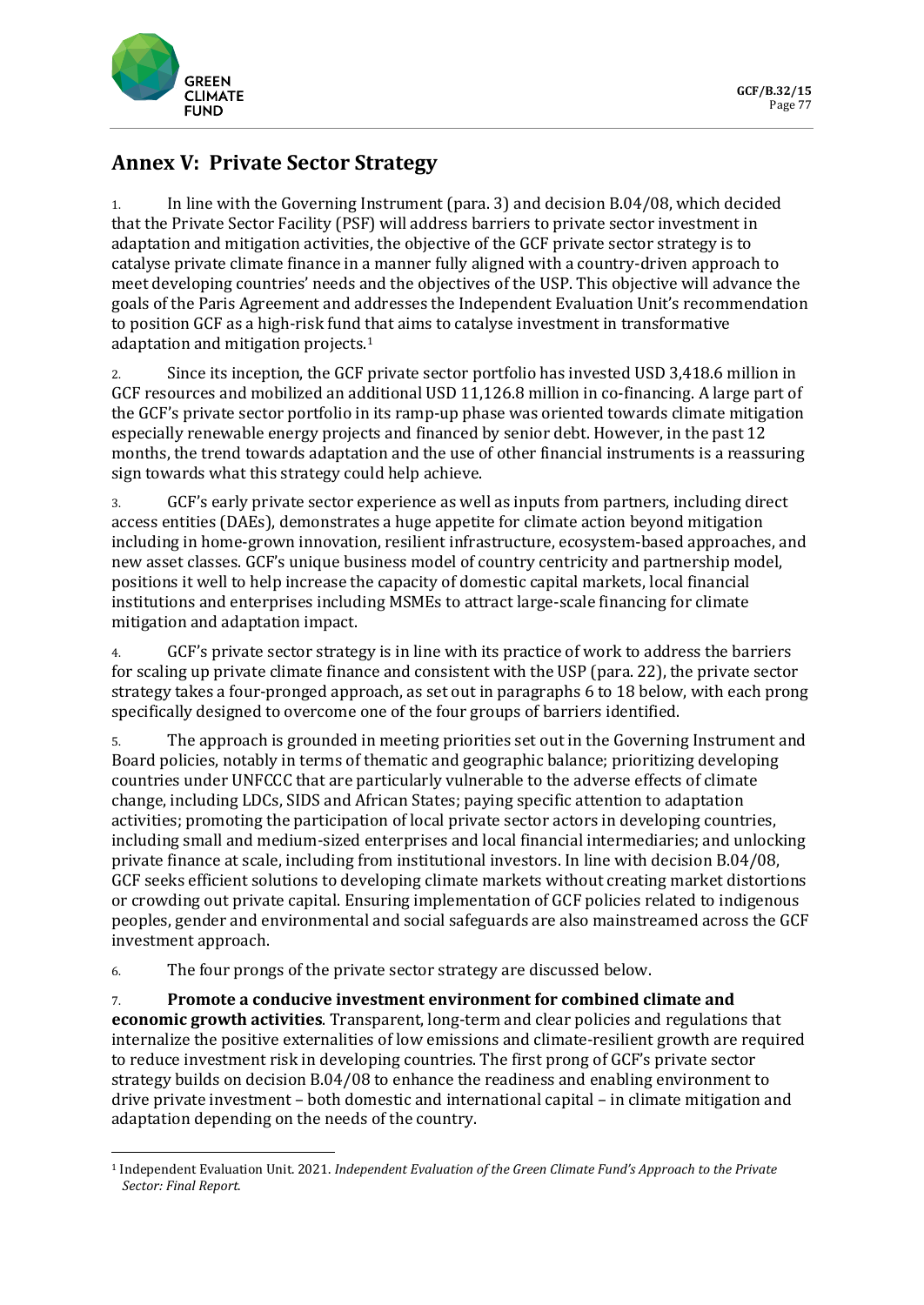# Annex V: Private Sector Strategy

1. In line with the Governing Instrument (para. 3) and decision B.04/08, which decided that the Private Sector Facility (PSF) will address barriers to private sector investment in adaptation and mitigation activities, the objective of the GCF private sector strategy is to catalyse private climate finance in a manner fully aligned with a country-driven approach to meet developing countries' needs and the objectives of the USP. This objective will advance the goals of the Paris Agreement and addresses the Independent Evaluation Unit's recommendation to position GCF as a high-risk fund that aims to catalyse investment in transformative adaptation and mitigation projects.[1]

2. Since its inception, the GCF private sector portfolio has invested USD 3,418.6 million in GCF resources and mobilized an additional USD 11,126.8 million in co-financing. A large part of the GCF's private sector portfolio in its ramp-up phase was oriented towards climate mitigation especially renewable energy projects and financed by senior debt. However, in the past 12 months, the trend towards adaptation and the use of other financial instruments is a reassuring sign towards what this strategy could help achieve.

3. GCF's early private sector experience as well as inputs from partners, including direct access entities (DAEs), demonstrates a huge appetite for climate action beyond mitigation including in home-grown innovation, resilient infrastructure, ecosystem-based approaches, and new asset classes. GCF's unique business model of country centricity and partnership model, positions it well to help increase the capacity of domestic capital markets, local financial institutions and enterprises including MSMEs to attract large-scale financing for climate mitigation and adaptation impact.

4. GCF's private sector strategy is in line with its practice of work to address the barriers for scaling up private climate finance and consistent with the USP (para. 22), the private sector strategy takes a four-pronged approach, as set out in paragraphs 6 to 18 below, with each prong specifically designed to overcome one of the four groups of barriers identified.

5. The approach is grounded in meeting priorities set out in the Governing Instrument and Board policies, notably in terms of thematic and geographic balance; prioritizing developing countries under UNFCCC that are particularly vulnerable to the adverse effects of climate change, including LDCs, SIDS and African States; paying specific attention to adaptation activities; promoting the participation of local private sector actors in developing countries, including small and medium-sized enterprises and local financial intermediaries; and unlocking private finance at scale, including from institutional investors. In line with decision B.04/08, GCF seeks efficient solutions to developing climate markets without creating market distortions or crowding out private capital. Ensuring implementation of GCF policies related to indigenous peoples, gender and environmental and social safeguards are also mainstreamed across the GCF investment approach.

6. The four prongs of the private sector strategy are discussed below.

7. **Promote a conducive investment environment for combined climate and economic growth activities**. Transparent, long-term and clear policies and regulations that internalize the positive externalities of low emissions and climate-resilient growth are required to reduce investment risk in developing countries. The first prong of GCF's private sector strategy builds on decision B.04/08 to enhance the readiness and enabling environment to drive private investment – both domestic and international capital – in climate mitigation and adaptation depending on the needs of the country.

[1] Independent Evaluation Unit. 2021. *Independent Evaluation of the Green Climate Fund's Approach to the Private Sector: Final Report.*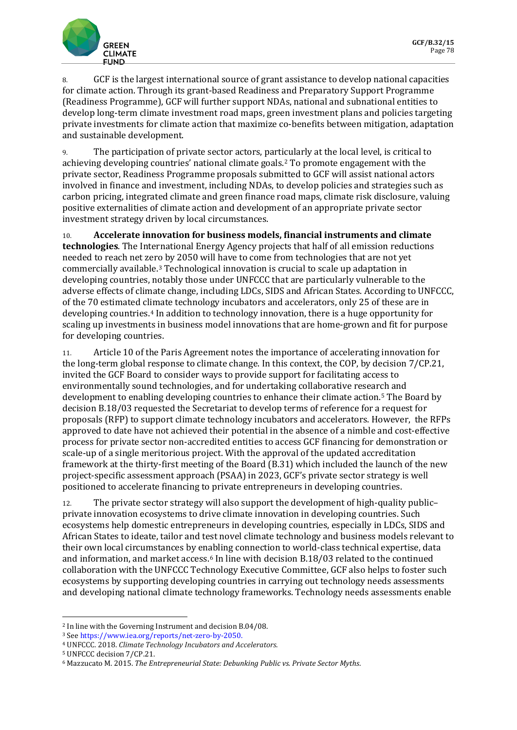8. GCF is the largest international source of grant assistance to develop national capacities for climate action. Through its grant-based Readiness and Preparatory Support Programme (Readiness Programme), GCF will further support NDAs, national and subnational entities to develop long-term climate investment road maps, green investment plans and policies targeting private investments for climate action that maximize co-benefits between mitigation, adaptation and sustainable development.

9. The participation of private sector actors, particularly at the local level, is critical to achieving developing countries' national climate goals.[2] To promote engagement with the private sector, Readiness Programme proposals submitted to GCF will assist national actors involved in finance and investment, including NDAs, to develop policies and strategies such as carbon pricing, integrated climate and green finance road maps, climate risk disclosure, valuing positive externalities of climate action and development of an appropriate private sector investment strategy driven by local circumstances.

10. **Accelerate innovation for business models, financial instruments and climate technologies**. The International Energy Agency projects that half of all emission reductions needed to reach net zero by 2050 will have to come from technologies that are not yet commercially available.[3] Technological innovation is crucial to scale up adaptation in developing countries, notably those under UNFCCC that are particularly vulnerable to the adverse effects of climate change, including LDCs, SIDS and African States. According to UNFCCC, of the 70 estimated climate technology incubators and accelerators, only 25 of these are in developing countries.[4] In addition to technology innovation, there is a huge opportunity for scaling up investments in business model innovations that are home-grown and fit for purpose for developing countries.

11. Article 10 of the Paris Agreement notes the importance of accelerating innovation for the long-term global response to climate change. In this context, the COP, by decision 7/CP.21, invited the GCF Board to consider ways to provide support for facilitating access to environmentally sound technologies, and for undertaking collaborative research and development to enabling developing countries to enhance their climate action.[5] The Board by decision B.18/03 requested the Secretariat to develop terms of reference for a request for proposals (RFP) to support climate technology incubators and accelerators. However, the RFPs approved to date have not achieved their potential in the absence of a nimble and cost-effective process for private sector non-accredited entities to access GCF financing for demonstration or scale-up of a single meritorious project. With the approval of the updated accreditation framework at the thirty-first meeting of the Board (B.31) which included the launch of the new project-specific assessment approach (PSAA) in 2023, GCF's private sector strategy is well positioned to accelerate financing to private entrepreneurs in developing countries.

12. The private sector strategy will also support the development of high-quality public–private innovation ecosystems to drive climate innovation in developing countries. Such ecosystems help domestic entrepreneurs in developing countries, especially in LDCs, SIDS and African States to ideate, tailor and test novel climate technology and business models relevant to their own local circumstances by enabling connection to world-class technical expertise, data and information, and market access.[6] In line with decision B.18/03 related to the continued collaboration with the UNFCCC Technology Executive Committee, GCF also helps to foster such ecosystems by supporting developing countries in carrying out technology needs assessments and developing national climate technology frameworks. Technology needs assessments enable

---

[2] In line with the Governing Instrument and decision B.04/08.

[3] See https://www.iea.org/reports/net-zero-by-2050.

[4] UNFCCC. 2018. *Climate Technology Incubators and Accelerators*.

[5] UNFCCC decision 7/CP.21.

[6] Mazzucato M. 2015. *The Entrepreneurial State: Debunking Public vs. Private Sector Myths*.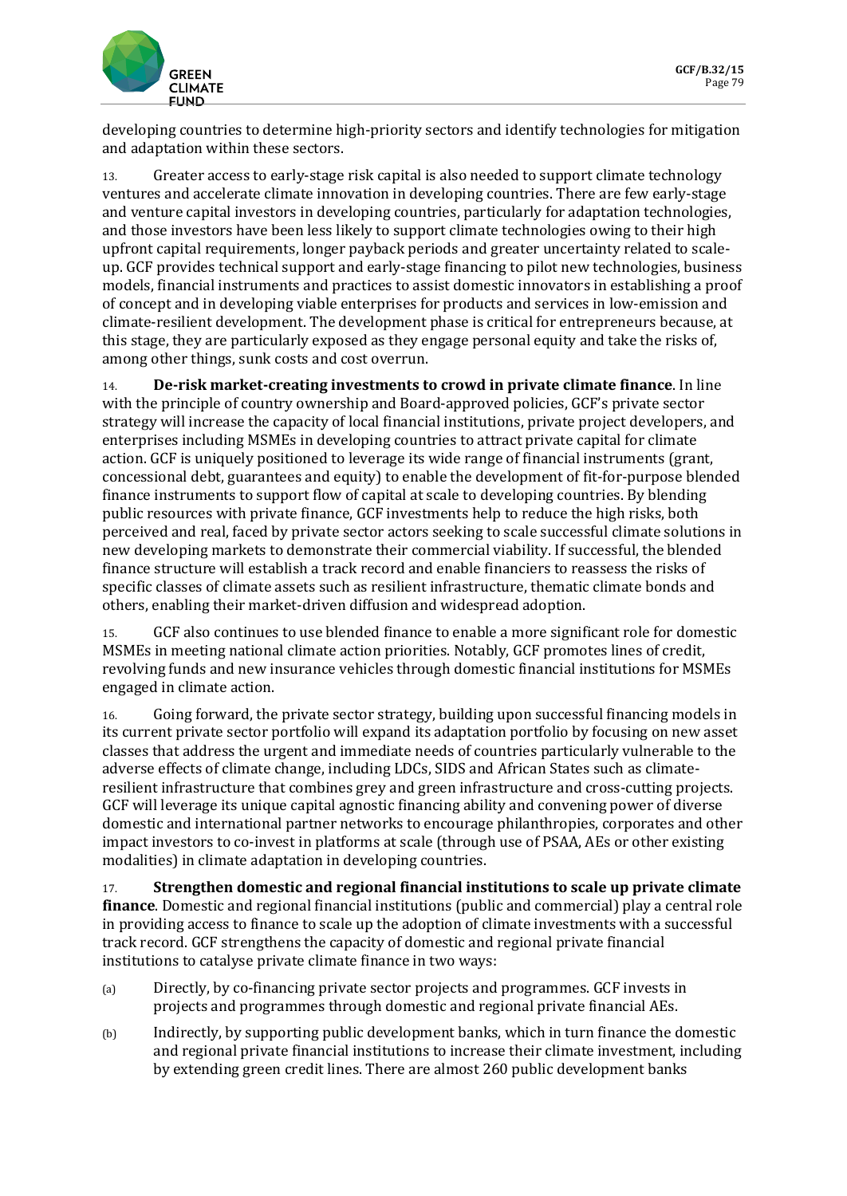developing countries to determine high-priority sectors and identify technologies for mitigation and adaptation within these sectors.

13. Greater access to early-stage risk capital is also needed to support climate technology ventures and accelerate climate innovation in developing countries. There are few early-stage and venture capital investors in developing countries, particularly for adaptation technologies, and those investors have been less likely to support climate technologies owing to their high upfront capital requirements, longer payback periods and greater uncertainty related to scale-up. GCF provides technical support and early-stage financing to pilot new technologies, business models, financial instruments and practices to assist domestic innovators in establishing a proof of concept and in developing viable enterprises for products and services in low-emission and climate-resilient development. The development phase is critical for entrepreneurs because, at this stage, they are particularly exposed as they engage personal equity and take the risks of, among other things, sunk costs and cost overrun.

14. **De-risk market-creating investments to crowd in private climate finance**. In line with the principle of country ownership and Board-approved policies, GCF's private sector strategy will increase the capacity of local financial institutions, private project developers, and enterprises including MSMEs in developing countries to attract private capital for climate action. GCF is uniquely positioned to leverage its wide range of financial instruments (grant, concessional debt, guarantees and equity) to enable the development of fit-for-purpose blended finance instruments to support flow of capital at scale to developing countries. By blending public resources with private finance, GCF investments help to reduce the high risks, both perceived and real, faced by private sector actors seeking to scale successful climate solutions in new developing markets to demonstrate their commercial viability. If successful, the blended finance structure will establish a track record and enable financiers to reassess the risks of specific classes of climate assets such as resilient infrastructure, thematic climate bonds and others, enabling their market-driven diffusion and widespread adoption.

15. GCF also continues to use blended finance to enable a more significant role for domestic MSMEs in meeting national climate action priorities. Notably, GCF promotes lines of credit, revolving funds and new insurance vehicles through domestic financial institutions for MSMEs engaged in climate action.

16. Going forward, the private sector strategy, building upon successful financing models in its current private sector portfolio will expand its adaptation portfolio by focusing on new asset classes that address the urgent and immediate needs of countries particularly vulnerable to the adverse effects of climate change, including LDCs, SIDS and African States such as climate-resilient infrastructure that combines grey and green infrastructure and cross-cutting projects. GCF will leverage its unique capital agnostic financing ability and convening power of diverse domestic and international partner networks to encourage philanthropies, corporates and other impact investors to co-invest in platforms at scale (through use of PSAA, AEs or other existing modalities) in climate adaptation in developing countries.

17. **Strengthen domestic and regional financial institutions to scale up private climate finance**. Domestic and regional financial institutions (public and commercial) play a central role in providing access to finance to scale up the adoption of climate investments with a successful track record. GCF strengthens the capacity of domestic and regional private financial institutions to catalyse private climate finance in two ways:

(a) Directly, by co-financing private sector projects and programmes. GCF invests in projects and programmes through domestic and regional private financial AEs.

(b) Indirectly, by supporting public development banks, which in turn finance the domestic and regional private financial institutions to increase their climate investment, including by extending green credit lines. There are almost 260 public development banks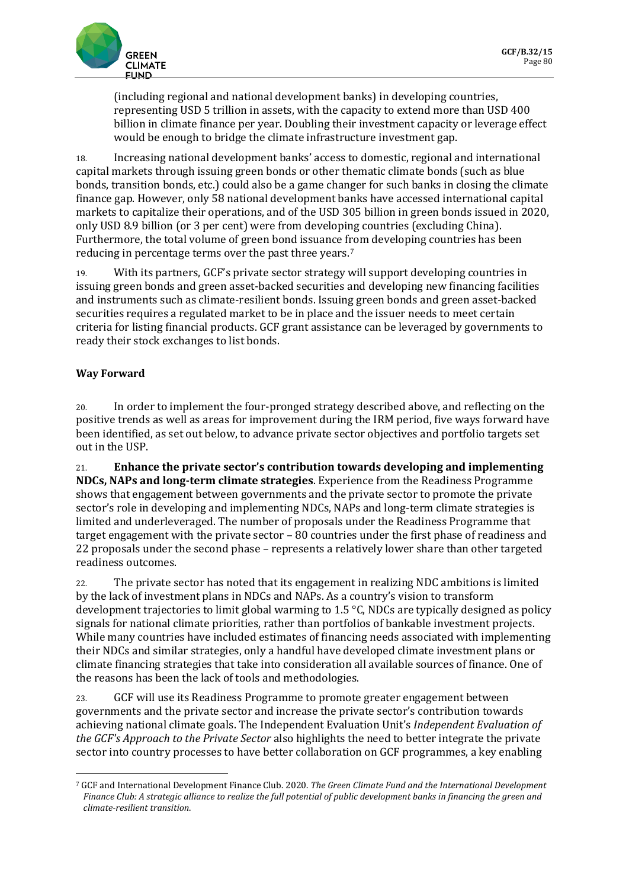(including regional and national development banks) in developing countries, representing USD 5 trillion in assets, with the capacity to extend more than USD 400 billion in climate finance per year. Doubling their investment capacity or leverage effect would be enough to bridge the climate infrastructure investment gap.

18. Increasing national development banks' access to domestic, regional and international capital markets through issuing green bonds or other thematic climate bonds (such as blue bonds, transition bonds, etc.) could also be a game changer for such banks in closing the climate finance gap. However, only 58 national development banks have accessed international capital markets to capitalize their operations, and of the USD 305 billion in green bonds issued in 2020, only USD 8.9 billion (or 3 per cent) were from developing countries (excluding China). Furthermore, the total volume of green bond issuance from developing countries has been reducing in percentage terms over the past three years.[7]

19. With its partners, GCF's private sector strategy will support developing countries in issuing green bonds and green asset-backed securities and developing new financing facilities and instruments such as climate-resilient bonds. Issuing green bonds and green asset-backed securities requires a regulated market to be in place and the issuer needs to meet certain criteria for listing financial products. GCF grant assistance can be leveraged by governments to ready their stock exchanges to list bonds.

**Way Forward**

20. In order to implement the four-pronged strategy described above, and reflecting on the positive trends as well as areas for improvement during the IRM period, five ways forward have been identified, as set out below, to advance private sector objectives and portfolio targets set out in the USP.

21. **Enhance the private sector's contribution towards developing and implementing NDCs, NAPs and long-term climate strategies**. Experience from the Readiness Programme shows that engagement between governments and the private sector to promote the private sector's role in developing and implementing NDCs, NAPs and long-term climate strategies is limited and underleveraged. The number of proposals under the Readiness Programme that target engagement with the private sector – 80 countries under the first phase of readiness and 22 proposals under the second phase – represents a relatively lower share than other targeted readiness outcomes.

22. The private sector has noted that its engagement in realizing NDC ambitions is limited by the lack of investment plans in NDCs and NAPs. As a country's vision to transform development trajectories to limit global warming to 1.5 °C, NDCs are typically designed as policy signals for national climate priorities, rather than portfolios of bankable investment projects. While many countries have included estimates of financing needs associated with implementing their NDCs and similar strategies, only a handful have developed climate investment plans or climate financing strategies that take into consideration all available sources of finance. One of the reasons has been the lack of tools and methodologies.

23. GCF will use its Readiness Programme to promote greater engagement between governments and the private sector and increase the private sector's contribution towards achieving national climate goals. The Independent Evaluation Unit's *Independent Evaluation of the GCF's Approach to the Private Sector* also highlights the need to better integrate the private sector into country processes to have better collaboration on GCF programmes, a key enabling

[7] GCF and International Development Finance Club. 2020. *The Green Climate Fund and the International Development Finance Club: A strategic alliance to realize the full potential of public development banks in financing the green and climate-resilient transition.*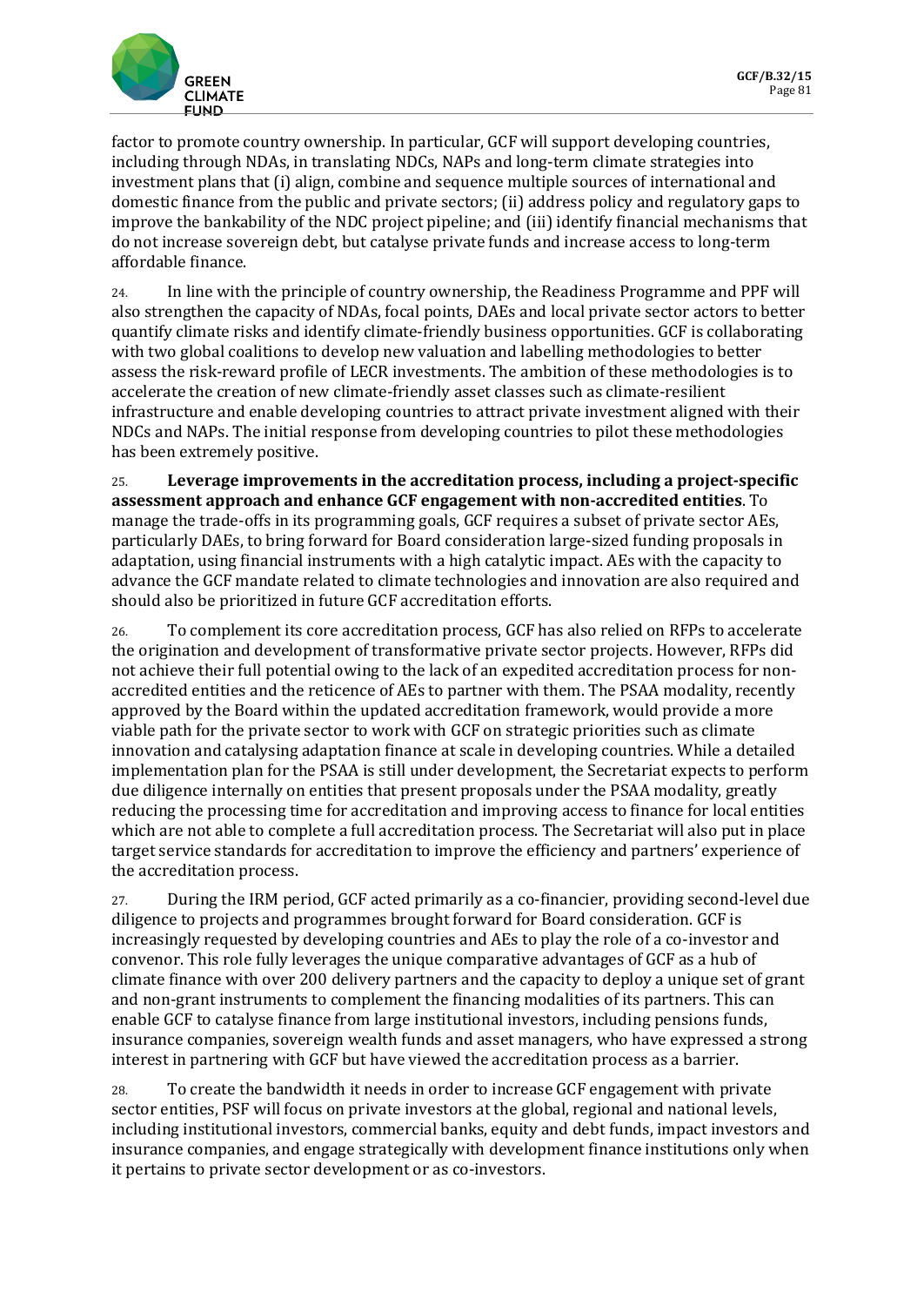factor to promote country ownership. In particular, GCF will support developing countries, including through NDAs, in translating NDCs, NAPs and long-term climate strategies into investment plans that (i) align, combine and sequence multiple sources of international and domestic finance from the public and private sectors; (ii) address policy and regulatory gaps to improve the bankability of the NDC project pipeline; and (iii) identify financial mechanisms that do not increase sovereign debt, but catalyse private funds and increase access to long-term affordable finance.

24. In line with the principle of country ownership, the Readiness Programme and PPF will also strengthen the capacity of NDAs, focal points, DAEs and local private sector actors to better quantify climate risks and identify climate-friendly business opportunities. GCF is collaborating with two global coalitions to develop new valuation and labelling methodologies to better assess the risk-reward profile of LECR investments. The ambition of these methodologies is to accelerate the creation of new climate-friendly asset classes such as climate-resilient infrastructure and enable developing countries to attract private investment aligned with their NDCs and NAPs. The initial response from developing countries to pilot these methodologies has been extremely positive.

25. **Leverage improvements in the accreditation process, including a project-specific assessment approach and enhance GCF engagement with non-accredited entities**. To manage the trade-offs in its programming goals, GCF requires a subset of private sector AEs, particularly DAEs, to bring forward for Board consideration large-sized funding proposals in adaptation, using financial instruments with a high catalytic impact. AEs with the capacity to advance the GCF mandate related to climate technologies and innovation are also required and should also be prioritized in future GCF accreditation efforts.

26. To complement its core accreditation process, GCF has also relied on RFPs to accelerate the origination and development of transformative private sector projects. However, RFPs did not achieve their full potential owing to the lack of an expedited accreditation process for non-accredited entities and the reticence of AEs to partner with them. The PSAA modality, recently approved by the Board within the updated accreditation framework, would provide a more viable path for the private sector to work with GCF on strategic priorities such as climate innovation and catalysing adaptation finance at scale in developing countries. While a detailed implementation plan for the PSAA is still under development, the Secretariat expects to perform due diligence internally on entities that present proposals under the PSAA modality, greatly reducing the processing time for accreditation and improving access to finance for local entities which are not able to complete a full accreditation process. The Secretariat will also put in place target service standards for accreditation to improve the efficiency and partners' experience of the accreditation process.

27. During the IRM period, GCF acted primarily as a co-financier, providing second-level due diligence to projects and programmes brought forward for Board consideration. GCF is increasingly requested by developing countries and AEs to play the role of a co-investor and convenor. This role fully leverages the unique comparative advantages of GCF as a hub of climate finance with over 200 delivery partners and the capacity to deploy a unique set of grant and non-grant instruments to complement the financing modalities of its partners. This can enable GCF to catalyse finance from large institutional investors, including pensions funds, insurance companies, sovereign wealth funds and asset managers, who have expressed a strong interest in partnering with GCF but have viewed the accreditation process as a barrier.

28. To create the bandwidth it needs in order to increase GCF engagement with private sector entities, PSF will focus on private investors at the global, regional and national levels, including institutional investors, commercial banks, equity and debt funds, impact investors and insurance companies, and engage strategically with development finance institutions only when it pertains to private sector development or as co-investors.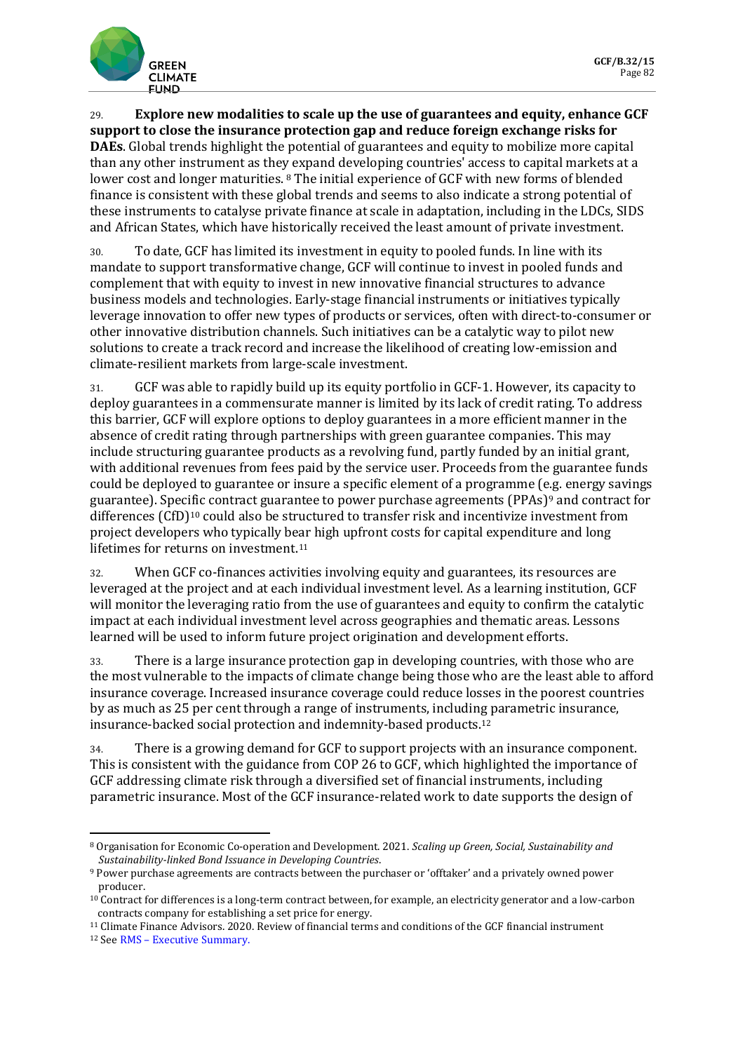29. **Explore new modalities to scale up the use of guarantees and equity, enhance GCF support to close the insurance protection gap and reduce foreign exchange risks for DAEs**. Global trends highlight the potential of guarantees and equity to mobilize more capital than any other instrument as they expand developing countries' access to capital markets at a lower cost and longer maturities. [8] The initial experience of GCF with new forms of blended finance is consistent with these global trends and seems to also indicate a strong potential of these instruments to catalyse private finance at scale in adaptation, including in the LDCs, SIDS and African States, which have historically received the least amount of private investment.

30. To date, GCF has limited its investment in equity to pooled funds. In line with its mandate to support transformative change, GCF will continue to invest in pooled funds and complement that with equity to invest in new innovative financial structures to advance business models and technologies. Early-stage financial instruments or initiatives typically leverage innovation to offer new types of products or services, often with direct-to-consumer or other innovative distribution channels. Such initiatives can be a catalytic way to pilot new solutions to create a track record and increase the likelihood of creating low-emission and climate-resilient markets from large-scale investment.

31. GCF was able to rapidly build up its equity portfolio in GCF-1. However, its capacity to deploy guarantees in a commensurate manner is limited by its lack of credit rating. To address this barrier, GCF will explore options to deploy guarantees in a more efficient manner in the absence of credit rating through partnerships with green guarantee companies. This may include structuring guarantee products as a revolving fund, partly funded by an initial grant, with additional revenues from fees paid by the service user. Proceeds from the guarantee funds could be deployed to guarantee or insure a specific element of a programme (e.g. energy savings guarantee). Specific contract guarantee to power purchase agreements (PPAs)[9] and contract for differences (CfD)[10] could also be structured to transfer risk and incentivize investment from project developers who typically bear high upfront costs for capital expenditure and long lifetimes for returns on investment.[11]

32. When GCF co-finances activities involving equity and guarantees, its resources are leveraged at the project and at each individual investment level. As a learning institution, GCF will monitor the leveraging ratio from the use of guarantees and equity to confirm the catalytic impact at each individual investment level across geographies and thematic areas. Lessons learned will be used to inform future project origination and development efforts.

33. There is a large insurance protection gap in developing countries, with those who are the most vulnerable to the impacts of climate change being those who are the least able to afford insurance coverage. Increased insurance coverage could reduce losses in the poorest countries by as much as 25 per cent through a range of instruments, including parametric insurance, insurance-backed social protection and indemnity-based products.[12]

34. There is a growing demand for GCF to support projects with an insurance component. This is consistent with the guidance from COP 26 to GCF, which highlighted the importance of GCF addressing climate risk through a diversified set of financial instruments, including parametric insurance. Most of the GCF insurance-related work to date supports the design of

---

[8] Organisation for Economic Co-operation and Development. 2021. *Scaling up Green, Social, Sustainability and Sustainability-linked Bond Issuance in Developing Countries*.

[9] Power purchase agreements are contracts between the purchaser or 'offtaker' and a privately owned power producer.

[10] Contract for differences is a long-term contract between, for example, an electricity generator and a low-carbon contracts company for establishing a set price for energy.

[11] Climate Finance Advisors. 2020. Review of financial terms and conditions of the GCF financial instrument

[12] See RMS – Executive Summary.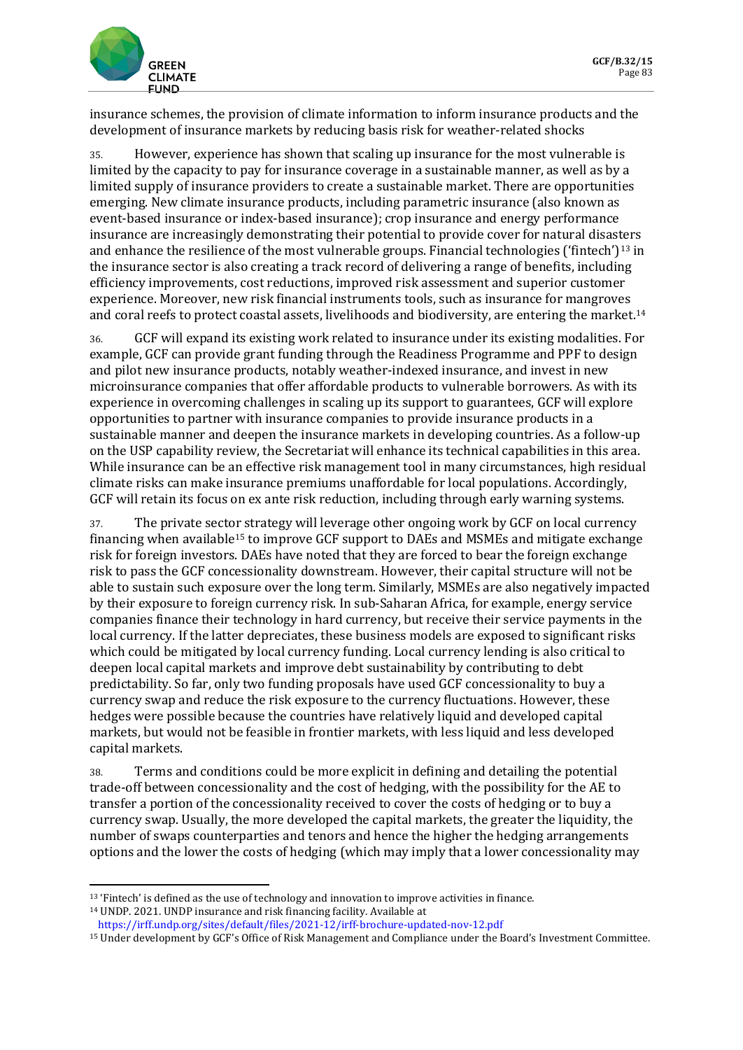insurance schemes, the provision of climate information to inform insurance products and the development of insurance markets by reducing basis risk for weather-related shocks

35. However, experience has shown that scaling up insurance for the most vulnerable is limited by the capacity to pay for insurance coverage in a sustainable manner, as well as by a limited supply of insurance providers to create a sustainable market. There are opportunities emerging. New climate insurance products, including parametric insurance (also known as event-based insurance or index-based insurance); crop insurance and energy performance insurance are increasingly demonstrating their potential to provide cover for natural disasters and enhance the resilience of the most vulnerable groups. Financial technologies ('fintech')[13] in the insurance sector is also creating a track record of delivering a range of benefits, including efficiency improvements, cost reductions, improved risk assessment and superior customer experience. Moreover, new risk financial instruments tools, such as insurance for mangroves and coral reefs to protect coastal assets, livelihoods and biodiversity, are entering the market.[14]

36. GCF will expand its existing work related to insurance under its existing modalities. For example, GCF can provide grant funding through the Readiness Programme and PPF to design and pilot new insurance products, notably weather-indexed insurance, and invest in new microinsurance companies that offer affordable products to vulnerable borrowers. As with its experience in overcoming challenges in scaling up its support to guarantees, GCF will explore opportunities to partner with insurance companies to provide insurance products in a sustainable manner and deepen the insurance markets in developing countries. As a follow-up on the USP capability review, the Secretariat will enhance its technical capabilities in this area. While insurance can be an effective risk management tool in many circumstances, high residual climate risks can make insurance premiums unaffordable for local populations. Accordingly, GCF will retain its focus on ex ante risk reduction, including through early warning systems.

37. The private sector strategy will leverage other ongoing work by GCF on local currency financing when available[15] to improve GCF support to DAEs and MSMEs and mitigate exchange risk for foreign investors. DAEs have noted that they are forced to bear the foreign exchange risk to pass the GCF concessionality downstream. However, their capital structure will not be able to sustain such exposure over the long term. Similarly, MSMEs are also negatively impacted by their exposure to foreign currency risk. In sub-Saharan Africa, for example, energy service companies finance their technology in hard currency, but receive their service payments in the local currency. If the latter depreciates, these business models are exposed to significant risks which could be mitigated by local currency funding. Local currency lending is also critical to deepen local capital markets and improve debt sustainability by contributing to debt predictability. So far, only two funding proposals have used GCF concessionality to buy a currency swap and reduce the risk exposure to the currency fluctuations. However, these hedges were possible because the countries have relatively liquid and developed capital markets, but would not be feasible in frontier markets, with less liquid and less developed capital markets.

38. Terms and conditions could be more explicit in defining and detailing the potential trade-off between concessionality and the cost of hedging, with the possibility for the AE to transfer a portion of the concessionality received to cover the costs of hedging or to buy a currency swap. Usually, the more developed the capital markets, the greater the liquidity, the number of swaps counterparties and tenors and hence the higher the hedging arrangements options and the lower the costs of hedging (which may imply that a lower concessionality may

---

[13] 'Fintech' is defined as the use of technology and innovation to improve activities in finance.

[14] UNDP. 2021. UNDP insurance and risk financing facility. Available at https://irff.undp.org/sites/default/files/2021-12/irff-brochure-updated-nov-12.pdf

[15] Under development by GCF's Office of Risk Management and Compliance under the Board's Investment Committee.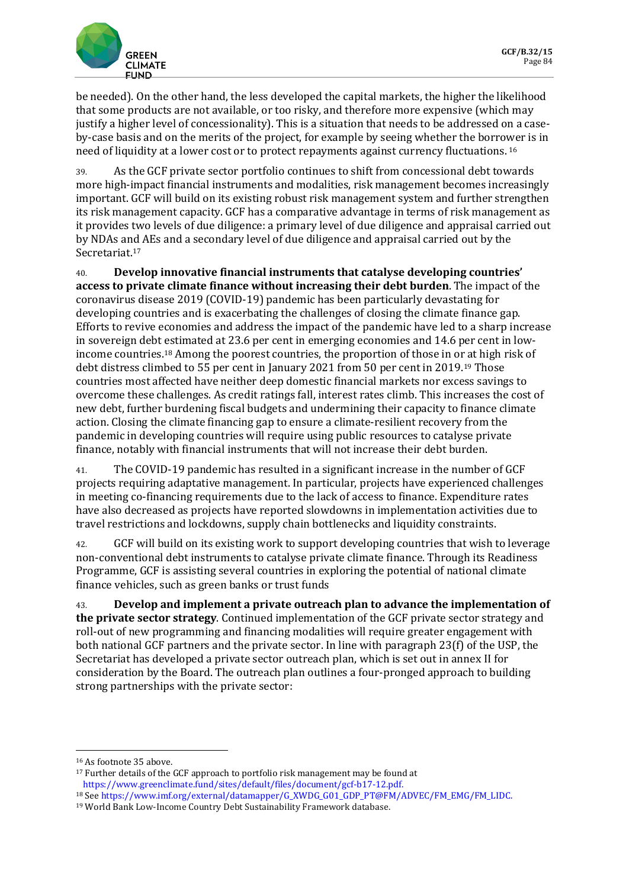be needed). On the other hand, the less developed the capital markets, the higher the likelihood that some products are not available, or too risky, and therefore more expensive (which may justify a higher level of concessionality). This is a situation that needs to be addressed on a case-by-case basis and on the merits of the project, for example by seeing whether the borrower is in need of liquidity at a lower cost or to protect repayments against currency fluctuations.[16]

39. As the GCF private sector portfolio continues to shift from concessional debt towards more high-impact financial instruments and modalities, risk management becomes increasingly important. GCF will build on its existing robust risk management system and further strengthen its risk management capacity. GCF has a comparative advantage in terms of risk management as it provides two levels of due diligence: a primary level of due diligence and appraisal carried out by NDAs and AEs and a secondary level of due diligence and appraisal carried out by the Secretariat.[17]

40. **Develop innovative financial instruments that catalyse developing countries' access to private climate finance without increasing their debt burden**. The impact of the coronavirus disease 2019 (COVID-19) pandemic has been particularly devastating for developing countries and is exacerbating the challenges of closing the climate finance gap. Efforts to revive economies and address the impact of the pandemic have led to a sharp increase in sovereign debt estimated at 23.6 per cent in emerging economies and 14.6 per cent in low-income countries.[18] Among the poorest countries, the proportion of those in or at high risk of debt distress climbed to 55 per cent in January 2021 from 50 per cent in 2019.[19] Those countries most affected have neither deep domestic financial markets nor excess savings to overcome these challenges. As credit ratings fall, interest rates climb. This increases the cost of new debt, further burdening fiscal budgets and undermining their capacity to finance climate action. Closing the climate financing gap to ensure a climate-resilient recovery from the pandemic in developing countries will require using public resources to catalyse private finance, notably with financial instruments that will not increase their debt burden.

41. The COVID-19 pandemic has resulted in a significant increase in the number of GCF projects requiring adaptative management. In particular, projects have experienced challenges in meeting co-financing requirements due to the lack of access to finance. Expenditure rates have also decreased as projects have reported slowdowns in implementation activities due to travel restrictions and lockdowns, supply chain bottlenecks and liquidity constraints.

42. GCF will build on its existing work to support developing countries that wish to leverage non-conventional debt instruments to catalyse private climate finance. Through its Readiness Programme, GCF is assisting several countries in exploring the potential of national climate finance vehicles, such as green banks or trust funds

43. **Develop and implement a private outreach plan to advance the implementation of the private sector strategy**. Continued implementation of the GCF private sector strategy and roll-out of new programming and financing modalities will require greater engagement with both national GCF partners and the private sector. In line with paragraph 23(f) of the USP, the Secretariat has developed a private sector outreach plan, which is set out in annex II for consideration by the Board. The outreach plan outlines a four-pronged approach to building strong partnerships with the private sector:

---

[16] As footnote 35 above.

[17] Further details of the GCF approach to portfolio risk management may be found at https://www.greenclimate.fund/sites/default/files/document/gcf-b17-12.pdf.

[18] See https://www.imf.org/external/datamapper/G_XWDG_G01_GDP_PT@FM/ADVEC/FM_EMG/FM_LIDC.

[19] World Bank Low-Income Country Debt Sustainability Framework database.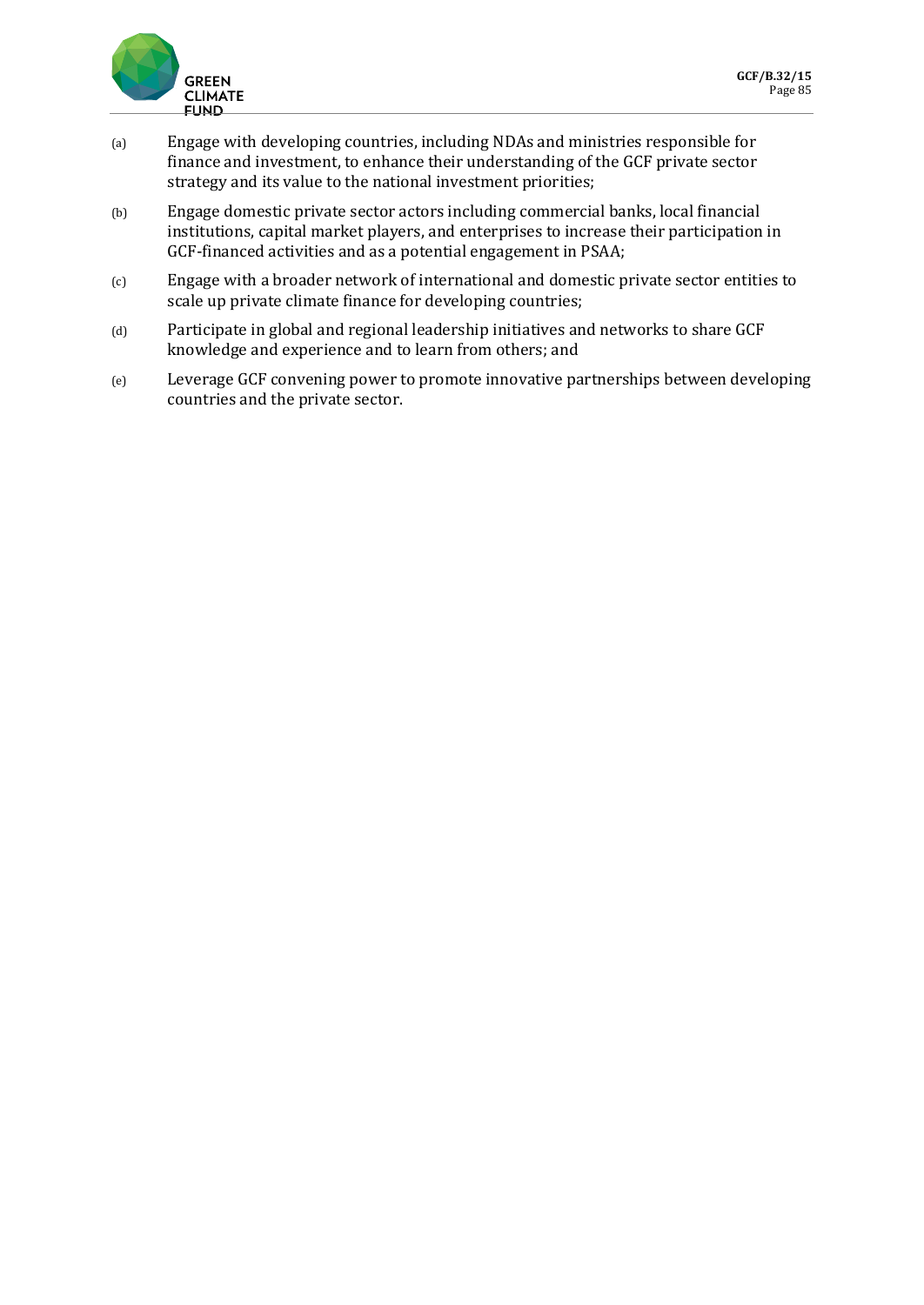(a) Engage with developing countries, including NDAs and ministries responsible for finance and investment, to enhance their understanding of the GCF private sector strategy and its value to the national investment priorities;

(b) Engage domestic private sector actors including commercial banks, local financial institutions, capital market players, and enterprises to increase their participation in GCF-financed activities and as a potential engagement in PSAA;

(c) Engage with a broader network of international and domestic private sector entities to scale up private climate finance for developing countries;

(d) Participate in global and regional leadership initiatives and networks to share GCF knowledge and experience and to learn from others; and

(e) Leverage GCF convening power to promote innovative partnerships between developing countries and the private sector.